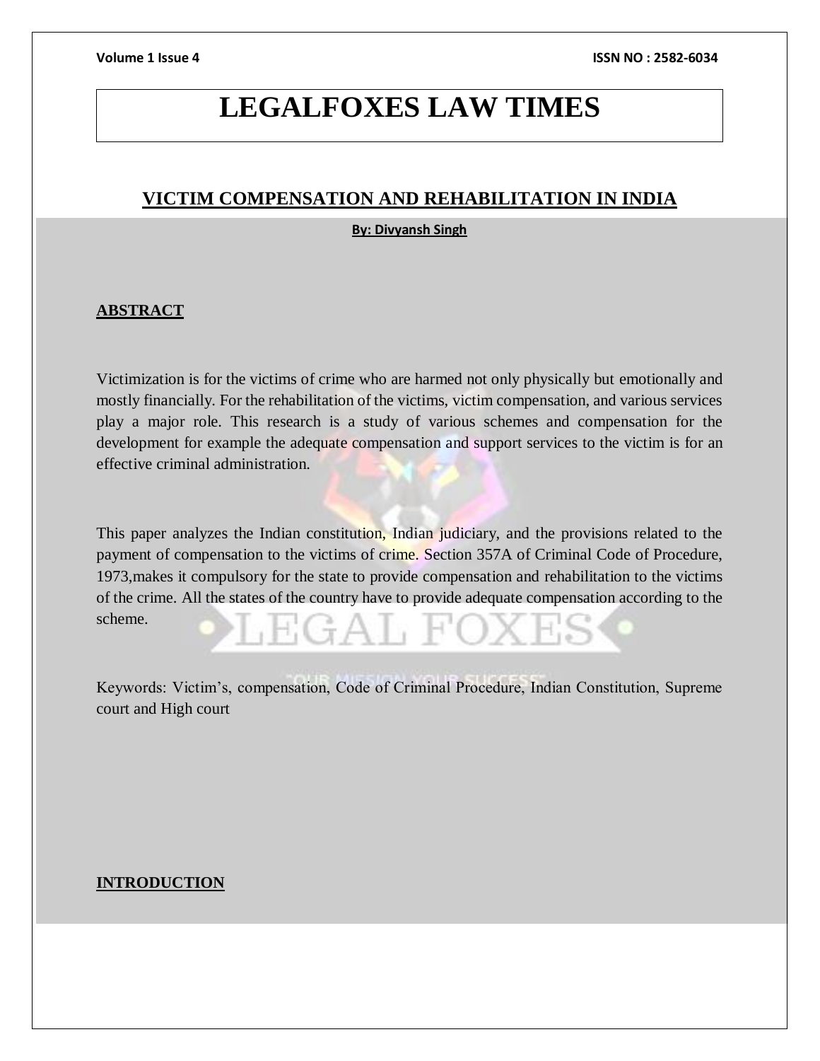# LEGALFOXES LAW TIMES

## VICTIM COMPENSATION AND REHABILITATION IN INDIA

**By: Divyansh Singh**

**ABSTRACT**

Victimization is for the victims of crime who are harmed not only physically but emotionally and mostly financially. For the rehabilitation of the victims, victim compensation, and various services play a major role. This research is a study of various schemes and compensation for the development for example the adequate compensation and support services to the victim is for an effective criminal administration.

This paper analyzes the Indian constitution, Indian judiciary, and the provisions related to the payment of compensation to the victims of crime. Section 357A of Criminal Code of Procedure, 1973,makes it compulsory for the state to provide compensation and rehabilitation to the victims of the crime. All the states of the country have to provide adequate compensation according to the scheme.

Keywords: Victim's, compensation, Code of Criminal Procedure, Indian Constitution, Supreme court and High court

**INTRODUCTION**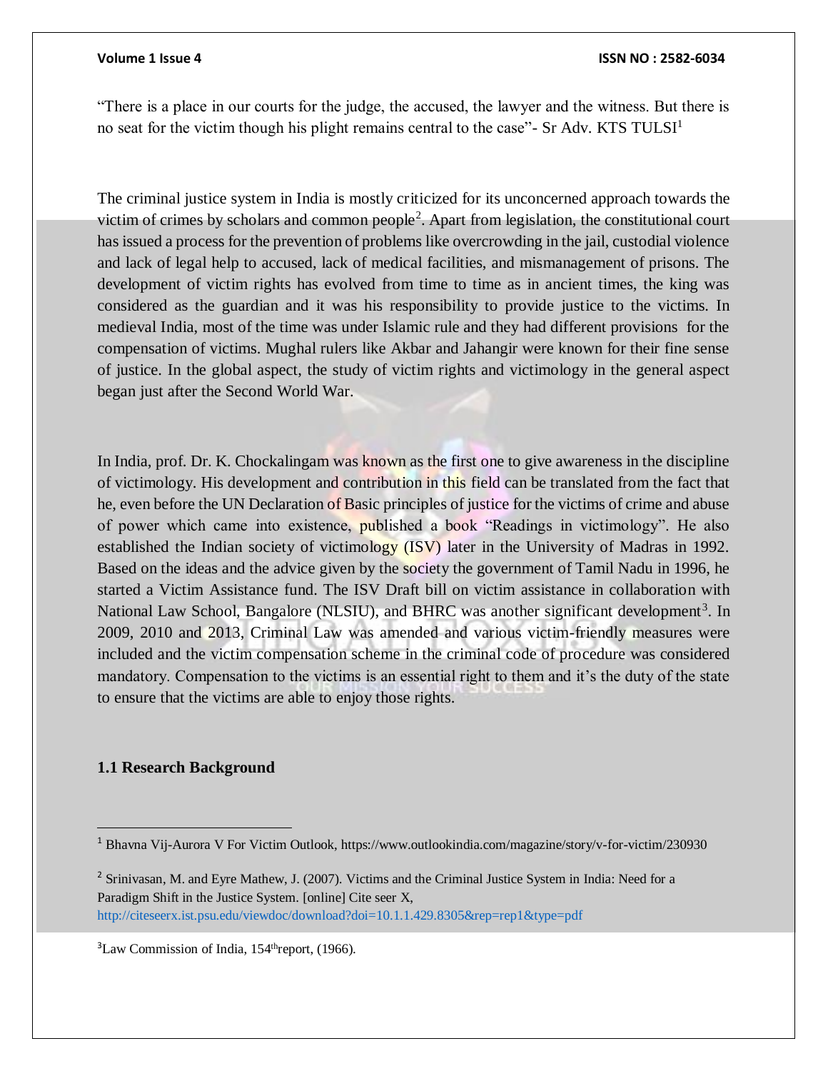"There is a place in our courts for the judge, the accused, the lawyer and the witness. But there is no seat for the victim though his plight remains central to the case"- Sr Adv. KTS TULSI[1]

The criminal justice system in India is mostly criticized for its unconcerned approach towards the victim of crimes by scholars and common people[2]. Apart from legislation, the constitutional court has issued a process for the prevention of problems like overcrowding in the jail, custodial violence and lack of legal help to accused, lack of medical facilities, and mismanagement of prisons. The development of victim rights has evolved from time to time as in ancient times, the king was considered as the guardian and it was his responsibility to provide justice to the victims. In medieval India, most of the time was under Islamic rule and they had different provisions for the compensation of victims. Mughal rulers like Akbar and Jahangir were known for their fine sense of justice. In the global aspect, the study of victim rights and victimology in the general aspect began just after the Second World War.

In India, prof. Dr. K. Chockalingam was known as the first one to give awareness in the discipline of victimology. His development and contribution in this field can be translated from the fact that he, even before the UN Declaration of Basic principles of justice for the victims of crime and abuse of power which came into existence, published a book "Readings in victimology". He also established the Indian society of victimology (ISV) later in the University of Madras in 1992. Based on the ideas and the advice given by the society the government of Tamil Nadu in 1996, he started a Victim Assistance fund. The ISV Draft bill on victim assistance in collaboration with National Law School, Bangalore (NLSIU), and BHRC was another significant development[3]. In 2009, 2010 and 2013, Criminal Law was amended and various victim-friendly measures were included and the victim compensation scheme in the criminal code of procedure was considered mandatory. Compensation to the victims is an essential right to them and it's the duty of the state to ensure that the victims are able to enjoy those rights.

### 1.1 Research Background

---

[1] Bhavna Vij-Aurora V For Victim Outlook, https://www.outlookindia.com/magazine/story/v-for-victim/230930

[2] Srinivasan, M. and Eyre Mathew, J. (2007). Victims and the Criminal Justice System in India: Need for a Paradigm Shift in the Justice System. [online] Cite seer X, http://citeseerx.ist.psu.edu/viewdoc/download?doi=10.1.1.429.8305&rep=rep1&type=pdf

[3] Law Commission of India, 154th report, (1966).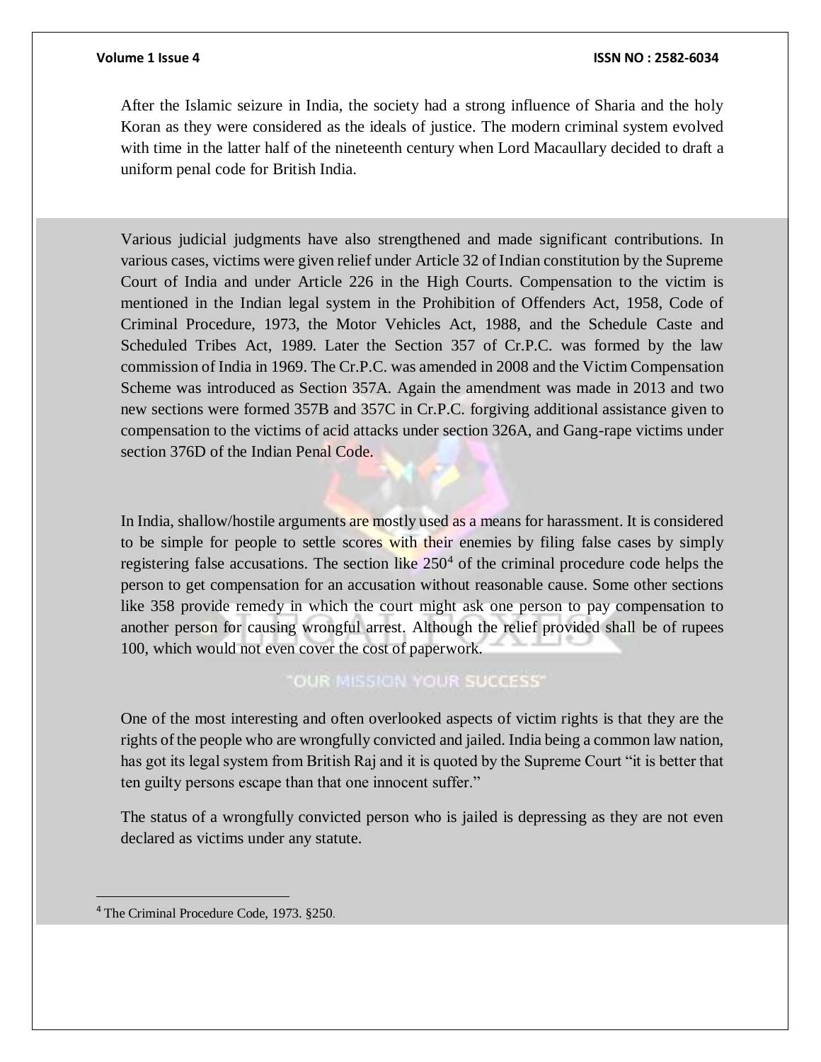After the Islamic seizure in India, the society had a strong influence of Sharia and the holy Koran as they were considered as the ideals of justice. The modern criminal system evolved with time in the latter half of the nineteenth century when Lord Macaullary decided to draft a uniform penal code for British India.

Various judicial judgments have also strengthened and made significant contributions. In various cases, victims were given relief under Article 32 of Indian constitution by the Supreme Court of India and under Article 226 in the High Courts. Compensation to the victim is mentioned in the Indian legal system in the Prohibition of Offenders Act, 1958, Code of Criminal Procedure, 1973, the Motor Vehicles Act, 1988, and the Schedule Caste and Scheduled Tribes Act, 1989. Later the Section 357 of Cr.P.C. was formed by the law commission of India in 1969. The Cr.P.C. was amended in 2008 and the Victim Compensation Scheme was introduced as Section 357A. Again the amendment was made in 2013 and two new sections were formed 357B and 357C in Cr.P.C. forgiving additional assistance given to compensation to the victims of acid attacks under section 326A, and Gang-rape victims under section 376D of the Indian Penal Code.

In India, shallow/hostile arguments are mostly used as a means for harassment. It is considered to be simple for people to settle scores with their enemies by filing false cases by simply registering false accusations. The section like 250[4] of the criminal procedure code helps the person to get compensation for an accusation without reasonable cause. Some other sections like 358 provide remedy in which the court might ask one person to pay compensation to another person for causing wrongful arrest. Although the relief provided shall be of rupees 100, which would not even cover the cost of paperwork.

One of the most interesting and often overlooked aspects of victim rights is that they are the rights of the people who are wrongfully convicted and jailed. India being a common law nation, has got its legal system from British Raj and it is quoted by the Supreme Court "it is better that ten guilty persons escape than that one innocent suffer."

The status of a wrongfully convicted person who is jailed is depressing as they are not even declared as victims under any statute.

[4] The Criminal Procedure Code, 1973. §250.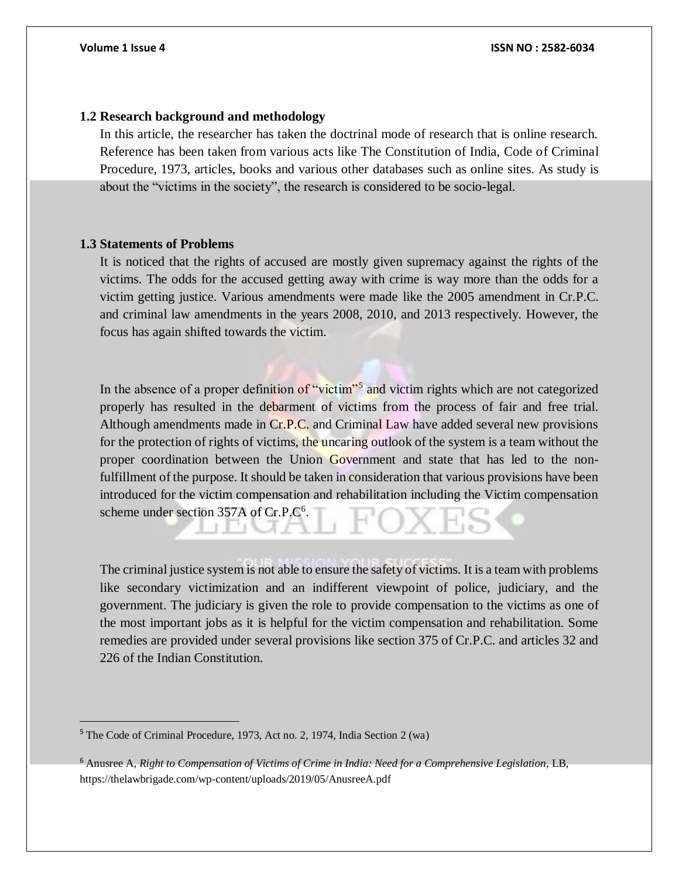### 1.2 Research background and methodology

In this article, the researcher has taken the doctrinal mode of research that is online research. Reference has been taken from various acts like The Constitution of India, Code of Criminal Procedure, 1973, articles, books and various other databases such as online sites. As study is about the "victims in the society", the research is considered to be socio-legal.

### 1.3 Statements of Problems

It is noticed that the rights of accused are mostly given supremacy against the rights of the victims. The odds for the accused getting away with crime is way more than the odds for a victim getting justice. Various amendments were made like the 2005 amendment in Cr.P.C. and criminal law amendments in the years 2008, 2010, and 2013 respectively. However, the focus has again shifted towards the victim.

In the absence of a proper definition of "victim"[5] and victim rights which are not categorized properly has resulted in the debarment of victims from the process of fair and free trial. Although amendments made in Cr.P.C. and Criminal Law have added several new provisions for the protection of rights of victims, the uncaring outlook of the system is a team without the proper coordination between the Union Government and state that has led to the non-fulfillment of the purpose. It should be taken in consideration that various provisions have been introduced for the victim compensation and rehabilitation including the Victim compensation scheme under section 357A of Cr.P.C[6].

The criminal justice system is not able to ensure the safety of victims. It is a team with problems like secondary victimization and an indifferent viewpoint of police, judiciary, and the government. The judiciary is given the role to provide compensation to the victims as one of the most important jobs as it is helpful for the victim compensation and rehabilitation. Some remedies are provided under several provisions like section 375 of Cr.P.C. and articles 32 and 226 of the Indian Constitution.

---

[5] The Code of Criminal Procedure, 1973, Act no. 2, 1974, India Section 2 (wa)

[6] Anusree A, *Right to Compensation of Victims of Crime in India: Need for a Comprehensive Legislation*, LB, https://thelawbrigade.com/wp-content/uploads/2019/05/AnusreeA.pdf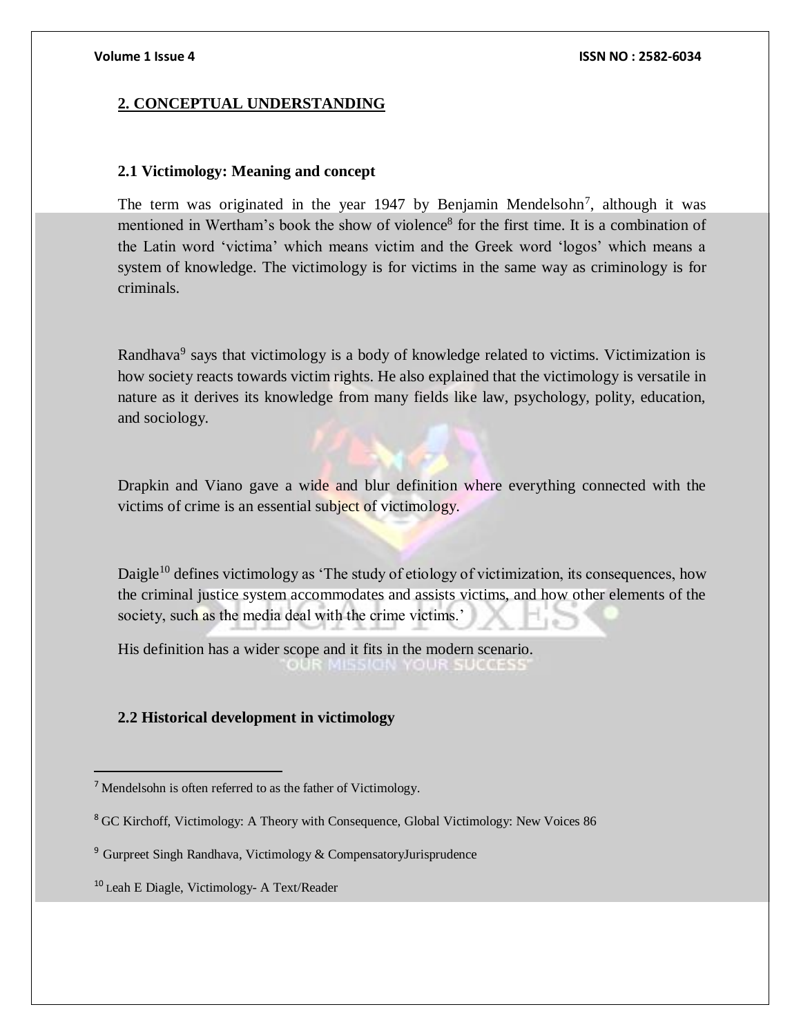## 2. CONCEPTUAL UNDERSTANDING

### 2.1 Victimology: Meaning and concept

The term was originated in the year 1947 by Benjamin Mendelsohn[7], although it was mentioned in Wertham's book the show of violence[8] for the first time. It is a combination of the Latin word 'victima' which means victim and the Greek word 'logos' which means a system of knowledge. The victimology is for victims in the same way as criminology is for criminals.

Randhava[9] says that victimology is a body of knowledge related to victims. Victimization is how society reacts towards victim rights. He also explained that the victimology is versatile in nature as it derives its knowledge from many fields like law, psychology, polity, education, and sociology.

Drapkin and Viano gave a wide and blur definition where everything connected with the victims of crime is an essential subject of victimology.

Daigle[10] defines victimology as 'The study of etiology of victimization, its consequences, how the criminal justice system accommodates and assists victims, and how other elements of the society, such as the media deal with the crime victims.'

His definition has a wider scope and it fits in the modern scenario.

### 2.2 Historical development in victimology

---

[7] Mendelsohn is often referred to as the father of Victimology.

[8] GC Kirchoff, Victimology: A Theory with Consequence, Global Victimology: New Voices 86

[9] Gurpreet Singh Randhava, Victimology & CompensatoryJurisprudence

[10] Leah E Diagle, Victimology- A Text/Reader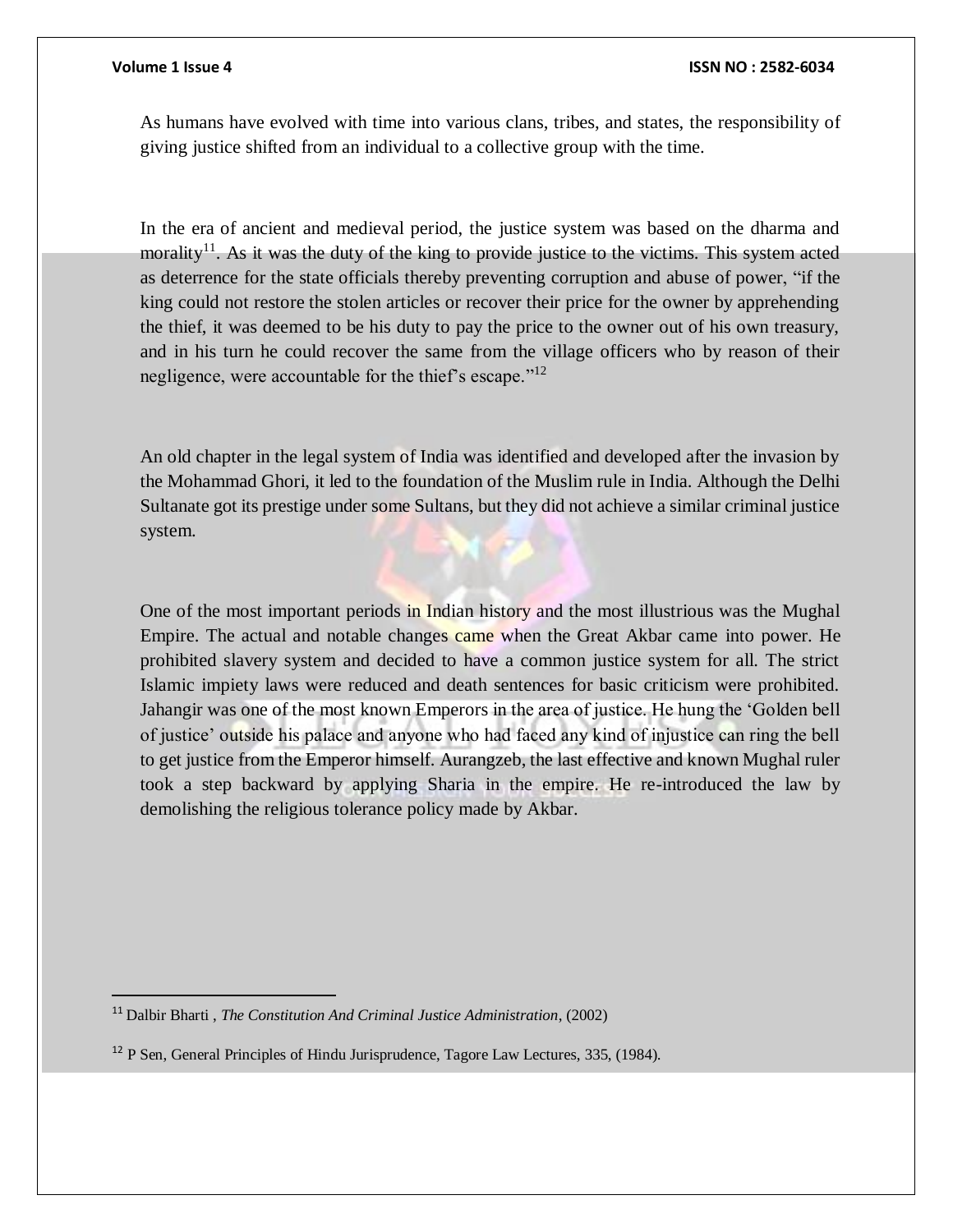As humans have evolved with time into various clans, tribes, and states, the responsibility of giving justice shifted from an individual to a collective group with the time.

In the era of ancient and medieval period, the justice system was based on the dharma and morality[11]. As it was the duty of the king to provide justice to the victims. This system acted as deterrence for the state officials thereby preventing corruption and abuse of power, "if the king could not restore the stolen articles or recover their price for the owner by apprehending the thief, it was deemed to be his duty to pay the price to the owner out of his own treasury, and in his turn he could recover the same from the village officers who by reason of their negligence, were accountable for the thief's escape."[12]

An old chapter in the legal system of India was identified and developed after the invasion by the Mohammad Ghori, it led to the foundation of the Muslim rule in India. Although the Delhi Sultanate got its prestige under some Sultans, but they did not achieve a similar criminal justice system.

One of the most important periods in Indian history and the most illustrious was the Mughal Empire. The actual and notable changes came when the Great Akbar came into power. He prohibited slavery system and decided to have a common justice system for all. The strict Islamic impiety laws were reduced and death sentences for basic criticism were prohibited. Jahangir was one of the most known Emperors in the area of justice. He hung the 'Golden bell of justice' outside his palace and anyone who had faced any kind of injustice can ring the bell to get justice from the Emperor himself. Aurangzeb, the last effective and known Mughal ruler took a step backward by applying Sharia in the empire. He re-introduced the law by demolishing the religious tolerance policy made by Akbar.

---

[11] Dalbir Bharti , *The Constitution And Criminal Justice Administration*, (2002)

[12] P Sen, General Principles of Hindu Jurisprudence, Tagore Law Lectures, 335, (1984).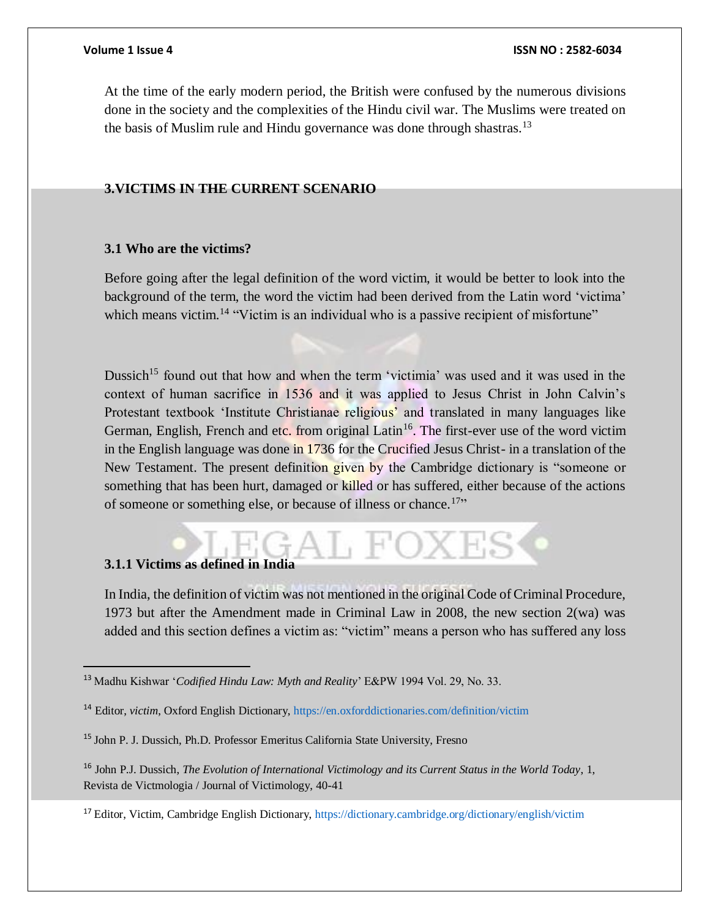At the time of the early modern period, the British were confused by the numerous divisions done in the society and the complexities of the Hindu civil war. The Muslims were treated on the basis of Muslim rule and Hindu governance was done through shastras.[13]

## 3.VICTIMS IN THE CURRENT SCENARIO

### 3.1 Who are the victims?

Before going after the legal definition of the word victim, it would be better to look into the background of the term, the word the victim had been derived from the Latin word 'victima' which means victim.[14] "Victim is an individual who is a passive recipient of misfortune"

Dussich[15] found out that how and when the term 'victimia' was used and it was used in the context of human sacrifice in 1536 and it was applied to Jesus Christ in John Calvin's Protestant textbook 'Institute Christianae religious' and translated in many languages like German, English, French and etc. from original Latin[16]. The first-ever use of the word victim in the English language was done in 1736 for the Crucified Jesus Christ- in a translation of the New Testament. The present definition given by the Cambridge dictionary is "someone or something that has been hurt, damaged or killed or has suffered, either because of the actions of someone or something else, or because of illness or chance.[17]"

#### 3.1.1 Victims as defined in India

In India, the definition of victim was not mentioned in the original Code of Criminal Procedure, 1973 but after the Amendment made in Criminal Law in 2008, the new section 2(wa) was added and this section defines a victim as: "victim" means a person who has suffered any loss

---

[13] Madhu Kishwar '*Codified Hindu Law: Myth and Reality*' E&PW 1994 Vol. 29, No. 33.

[14] Editor, *victim*, Oxford English Dictionary, https://en.oxforddictionaries.com/definition/victim

[15] John P. J. Dussich, Ph.D. Professor Emeritus California State University, Fresno

[16] John P.J. Dussich, *The Evolution of International Victimology and its Current Status in the World Today*, 1, Revista de Victmologia / Journal of Victimology, 40-41

[17] Editor, Victim, Cambridge English Dictionary, https://dictionary.cambridge.org/dictionary/english/victim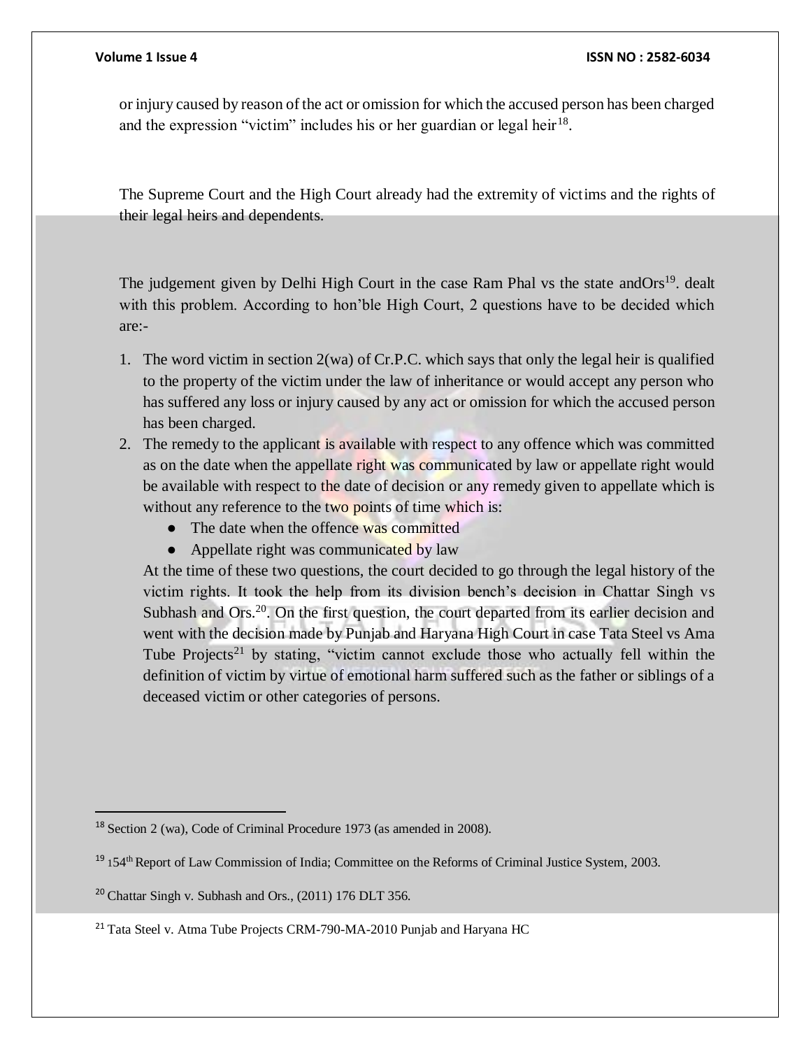or injury caused by reason of the act or omission for which the accused person has been charged and the expression "victim" includes his or her guardian or legal heir[18].

The Supreme Court and the High Court already had the extremity of victims and the rights of their legal heirs and dependents.

The judgement given by Delhi High Court in the case Ram Phal vs the state andOrs[19]. dealt with this problem. According to hon'ble High Court, 2 questions have to be decided which are:-

1. The word victim in section 2(wa) of Cr.P.C. which says that only the legal heir is qualified to the property of the victim under the law of inheritance or would accept any person who has suffered any loss or injury caused by any act or omission for which the accused person has been charged.
2. The remedy to the applicant is available with respect to any offence which was committed as on the date when the appellate right was communicated by law or appellate right would be available with respect to the date of decision or any remedy given to appellate which is without any reference to the two points of time which is:
   - The date when the offence was committed
   - Appellate right was communicated by law

   At the time of these two questions, the court decided to go through the legal history of the victim rights. It took the help from its division bench's decision in Chattar Singh vs Subhash and Ors.[20]. On the first question, the court departed from its earlier decision and went with the decision made by Punjab and Haryana High Court in case Tata Steel vs Ama Tube Projects[21] by stating, "victim cannot exclude those who actually fell within the definition of victim by virtue of emotional harm suffered such as the father or siblings of a deceased victim or other categories of persons.

---

[18] Section 2 (wa), Code of Criminal Procedure 1973 (as amended in 2008).

[19] 154th Report of Law Commission of India; Committee on the Reforms of Criminal Justice System, 2003.

[20] Chattar Singh v. Subhash and Ors., (2011) 176 DLT 356.

[21] Tata Steel v. Atma Tube Projects CRM-790-MA-2010 Punjab and Haryana HC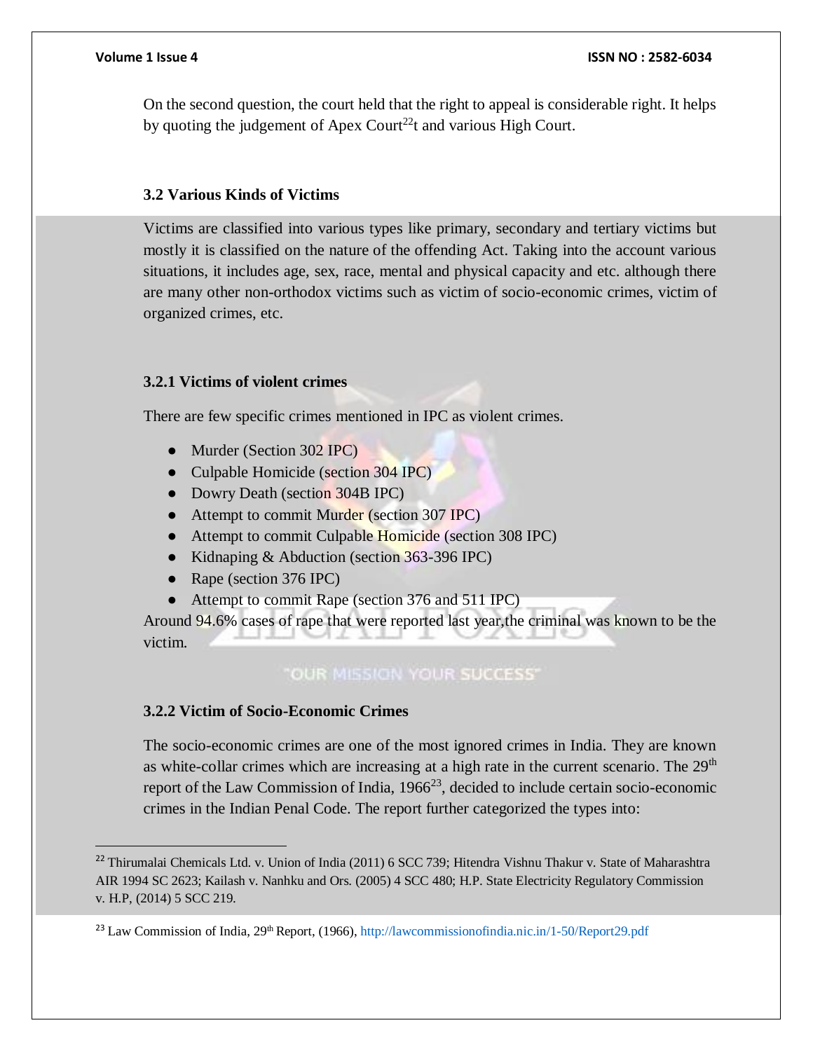On the second question, the court held that the right to appeal is considerable right. It helps by quoting the judgement of Apex Court[22]t and various High Court.

### 3.2 Various Kinds of Victims

Victims are classified into various types like primary, secondary and tertiary victims but mostly it is classified on the nature of the offending Act. Taking into the account various situations, it includes age, sex, race, mental and physical capacity and etc. although there are many other non-orthodox victims such as victim of socio-economic crimes, victim of organized crimes, etc.

#### 3.2.1 Victims of violent crimes

There are few specific crimes mentioned in IPC as violent crimes.

- Murder (Section 302 IPC)
- Culpable Homicide (section 304 IPC)
- Dowry Death (section 304B IPC)
- Attempt to commit Murder (section 307 IPC)
- Attempt to commit Culpable Homicide (section 308 IPC)
- Kidnaping & Abduction (section 363-396 IPC)
- Rape (section 376 IPC)
- Attempt to commit Rape (section 376 and 511 IPC)

Around 94.6% cases of rape that were reported last year,the criminal was known to be the victim.

#### 3.2.2 Victim of Socio-Economic Crimes

The socio-economic crimes are one of the most ignored crimes in India. They are known as white-collar crimes which are increasing at a high rate in the current scenario. The 29th report of the Law Commission of India, 1966[23], decided to include certain socio-economic crimes in the Indian Penal Code. The report further categorized the types into:

---

[22] Thirumalai Chemicals Ltd. v. Union of India (2011) 6 SCC 739; Hitendra Vishnu Thakur v. State of Maharashtra AIR 1994 SC 2623; Kailash v. Nanhku and Ors. (2005) 4 SCC 480; H.P. State Electricity Regulatory Commission v. H.P, (2014) 5 SCC 219.

[23] Law Commission of India, 29th Report, (1966), http://lawcommissionofindia.nic.in/1-50/Report29.pdf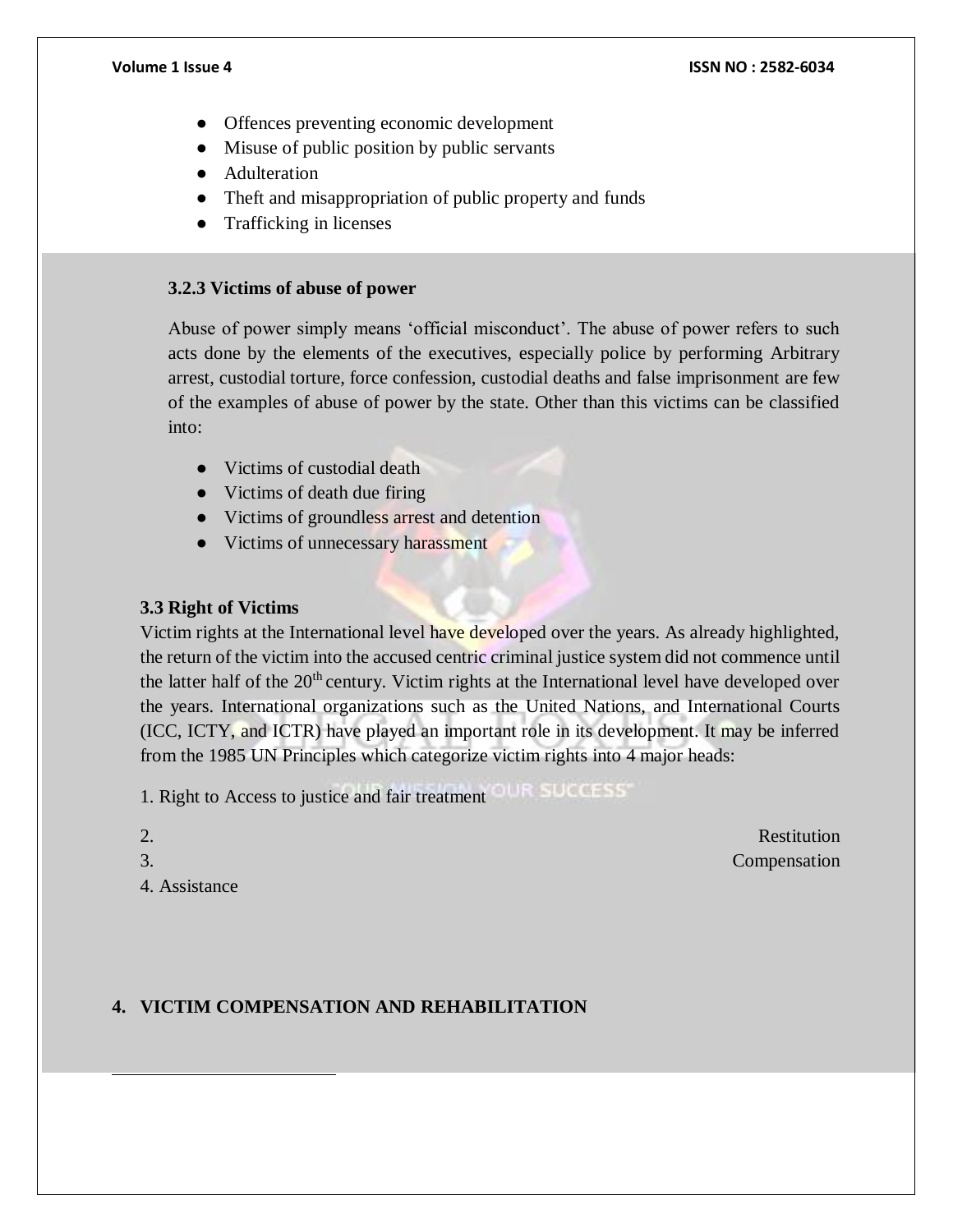- Offences preventing economic development
- Misuse of public position by public servants
- Adulteration
- Theft and misappropriation of public property and funds
- Trafficking in licenses

**3.2.3 Victims of abuse of power**

Abuse of power simply means 'official misconduct'. The abuse of power refers to such acts done by the elements of the executives, especially police by performing Arbitrary arrest, custodial torture, force confession, custodial deaths and false imprisonment are few of the examples of abuse of power by the state. Other than this victims can be classified into:

- Victims of custodial death
- Victims of death due firing
- Victims of groundless arrest and detention
- Victims of unnecessary harassment

**3.3 Right of Victims**

Victim rights at the International level have developed over the years. As already highlighted, the return of the victim into the accused centric criminal justice system did not commence until the latter half of the 20th century. Victim rights at the International level have developed over the years. International organizations such as the United Nations, and International Courts (ICC, ICTY, and ICTR) have played an important role in its development. It may be inferred from the 1985 UN Principles which categorize victim rights into 4 major heads:

1. Right to Access to justice and fair treatment
2. Restitution
3. Compensation
4. Assistance

## 4. VICTIM COMPENSATION AND REHABILITATION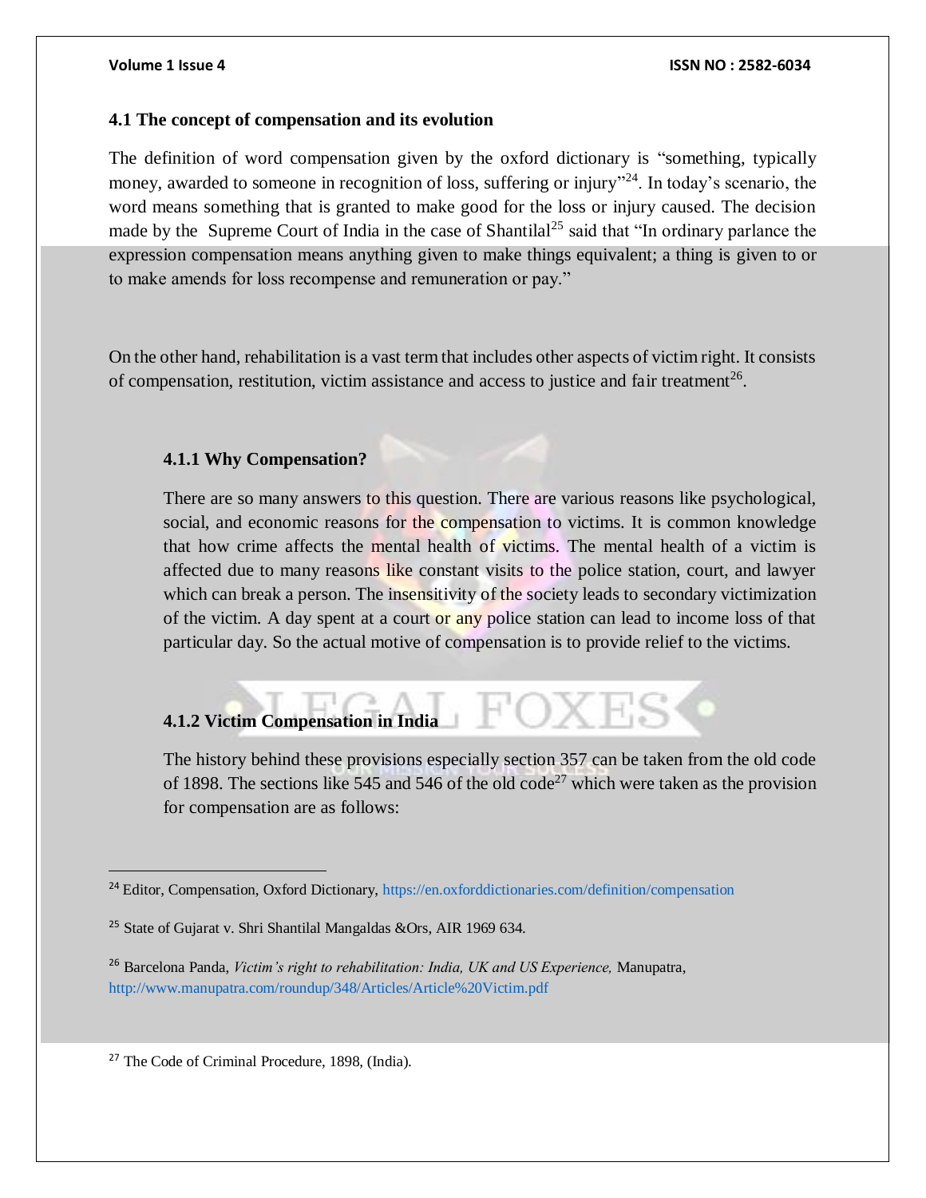### 4.1 The concept of compensation and its evolution

The definition of word compensation given by the oxford dictionary is "something, typically money, awarded to someone in recognition of loss, suffering or injury"[24]. In today's scenario, the word means something that is granted to make good for the loss or injury caused. The decision made by the Supreme Court of India in the case of Shantilal[25] said that "In ordinary parlance the expression compensation means anything given to make things equivalent; a thing is given to or to make amends for loss recompense and remuneration or pay."

On the other hand, rehabilitation is a vast term that includes other aspects of victim right. It consists of compensation, restitution, victim assistance and access to justice and fair treatment[26].

#### 4.1.1 Why Compensation?

There are so many answers to this question. There are various reasons like psychological, social, and economic reasons for the compensation to victims. It is common knowledge that how crime affects the mental health of victims. The mental health of a victim is affected due to many reasons like constant visits to the police station, court, and lawyer which can break a person. The insensitivity of the society leads to secondary victimization of the victim. A day spent at a court or any police station can lead to income loss of that particular day. So the actual motive of compensation is to provide relief to the victims.

#### 4.1.2 Victim Compensation in India

The history behind these provisions especially section 357 can be taken from the old code of 1898. The sections like 545 and 546 of the old code[27] which were taken as the provision for compensation are as follows:

---

[24] Editor, Compensation, Oxford Dictionary, https://en.oxforddictionaries.com/definition/compensation

[25] State of Gujarat v. Shri Shantilal Mangaldas &Ors, AIR 1969 634.

[26] Barcelona Panda, *Victim's right to rehabilitation: India, UK and US Experience,* Manupatra, http://www.manupatra.com/roundup/348/Articles/Article%20Victim.pdf

[27] The Code of Criminal Procedure, 1898, (India).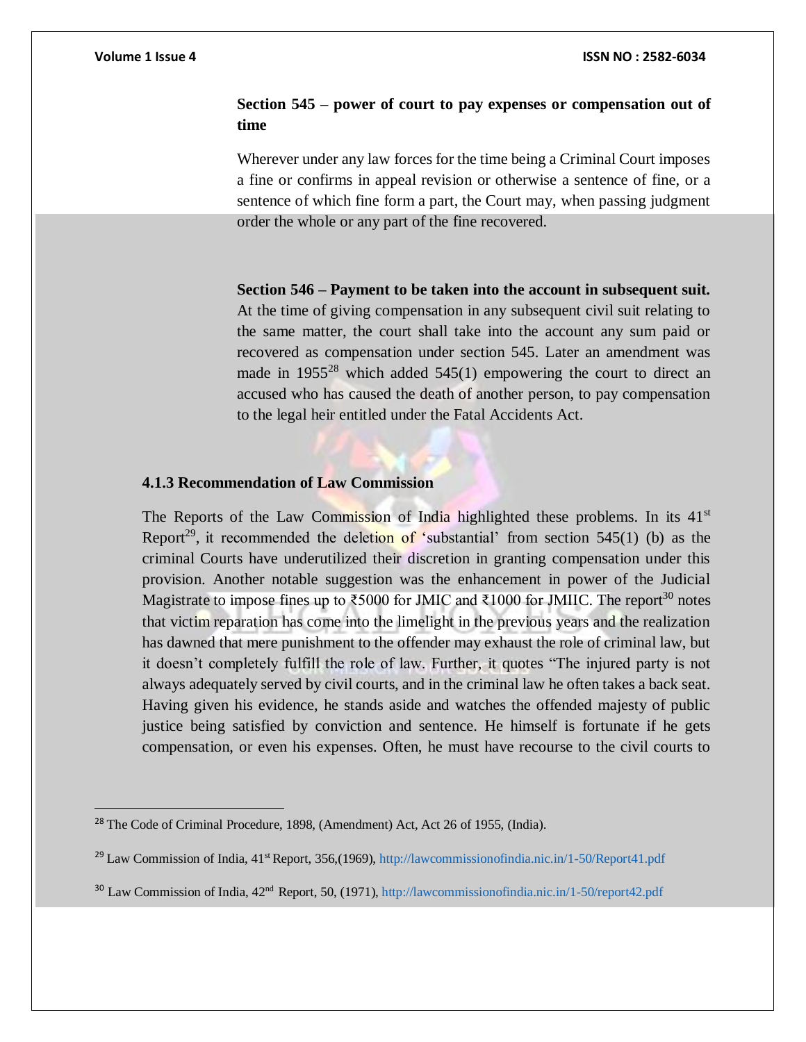**Section 545 – power of court to pay expenses or compensation out of time**

Wherever under any law forces for the time being a Criminal Court imposes a fine or confirms in appeal revision or otherwise a sentence of fine, or a sentence of which fine form a part, the Court may, when passing judgment order the whole or any part of the fine recovered.

**Section 546 – Payment to be taken into the account in subsequent suit.** At the time of giving compensation in any subsequent civil suit relating to the same matter, the court shall take into the account any sum paid or recovered as compensation under section 545. Later an amendment was made in 1955[28] which added 545(1) empowering the court to direct an accused who has caused the death of another person, to pay compensation to the legal heir entitled under the Fatal Accidents Act.

### 4.1.3 Recommendation of Law Commission

The Reports of the Law Commission of India highlighted these problems. In its 41st Report[29], it recommended the deletion of 'substantial' from section 545(1) (b) as the criminal Courts have underutilized their discretion in granting compensation under this provision. Another notable suggestion was the enhancement in power of the Judicial Magistrate to impose fines up to ₹5000 for JMIC and ₹1000 for JMIIC. The report[30] notes that victim reparation has come into the limelight in the previous years and the realization has dawned that mere punishment to the offender may exhaust the role of criminal law, but it doesn't completely fulfill the role of law. Further, it quotes "The injured party is not always adequately served by civil courts, and in the criminal law he often takes a back seat. Having given his evidence, he stands aside and watches the offended majesty of public justice being satisfied by conviction and sentence. He himself is fortunate if he gets compensation, or even his expenses. Often, he must have recourse to the civil courts to

---

[28] The Code of Criminal Procedure, 1898, (Amendment) Act, Act 26 of 1955, (India).

[29] Law Commission of India, 41st Report, 356,(1969), http://lawcommissionofindia.nic.in/1-50/Report41.pdf

[30] Law Commission of India, 42nd Report, 50, (1971), http://lawcommissionofindia.nic.in/1-50/report42.pdf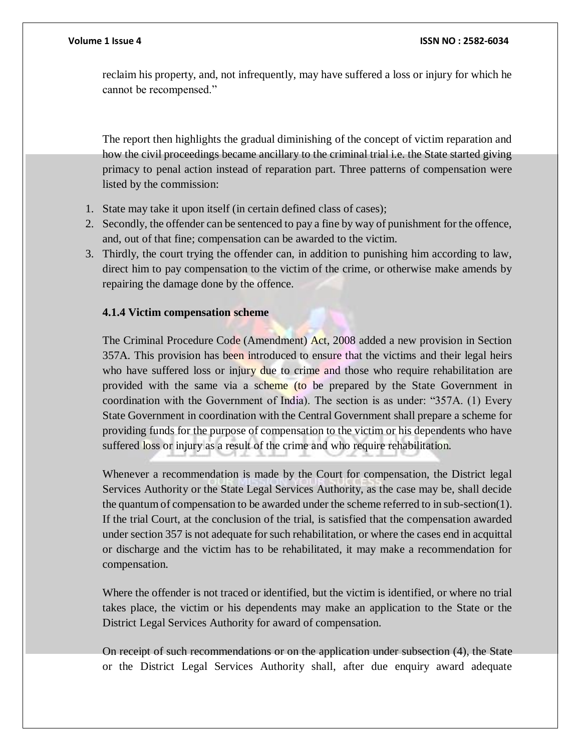reclaim his property, and, not infrequently, may have suffered a loss or injury for which he cannot be recompensed."

The report then highlights the gradual diminishing of the concept of victim reparation and how the civil proceedings became ancillary to the criminal trial i.e. the State started giving primacy to penal action instead of reparation part. Three patterns of compensation were listed by the commission:

1. State may take it upon itself (in certain defined class of cases);
2. Secondly, the offender can be sentenced to pay a fine by way of punishment for the offence, and, out of that fine; compensation can be awarded to the victim.
3. Thirdly, the court trying the offender can, in addition to punishing him according to law, direct him to pay compensation to the victim of the crime, or otherwise make amends by repairing the damage done by the offence.

**4.1.4 Victim compensation scheme**

The Criminal Procedure Code (Amendment) Act, 2008 added a new provision in Section 357A. This provision has been introduced to ensure that the victims and their legal heirs who have suffered loss or injury due to crime and those who require rehabilitation are provided with the same via a scheme (to be prepared by the State Government in coordination with the Government of India). The section is as under: "357A. (1) Every State Government in coordination with the Central Government shall prepare a scheme for providing funds for the purpose of compensation to the victim or his dependents who have suffered loss or injury as a result of the crime and who require rehabilitation.

Whenever a recommendation is made by the Court for compensation, the District legal Services Authority or the State Legal Services Authority, as the case may be, shall decide the quantum of compensation to be awarded under the scheme referred to in sub-section(1). If the trial Court, at the conclusion of the trial, is satisfied that the compensation awarded under section 357 is not adequate for such rehabilitation, or where the cases end in acquittal or discharge and the victim has to be rehabilitated, it may make a recommendation for compensation.

Where the offender is not traced or identified, but the victim is identified, or where no trial takes place, the victim or his dependents may make an application to the State or the District Legal Services Authority for award of compensation.

On receipt of such recommendations or on the application under subsection (4), the State or the District Legal Services Authority shall, after due enquiry award adequate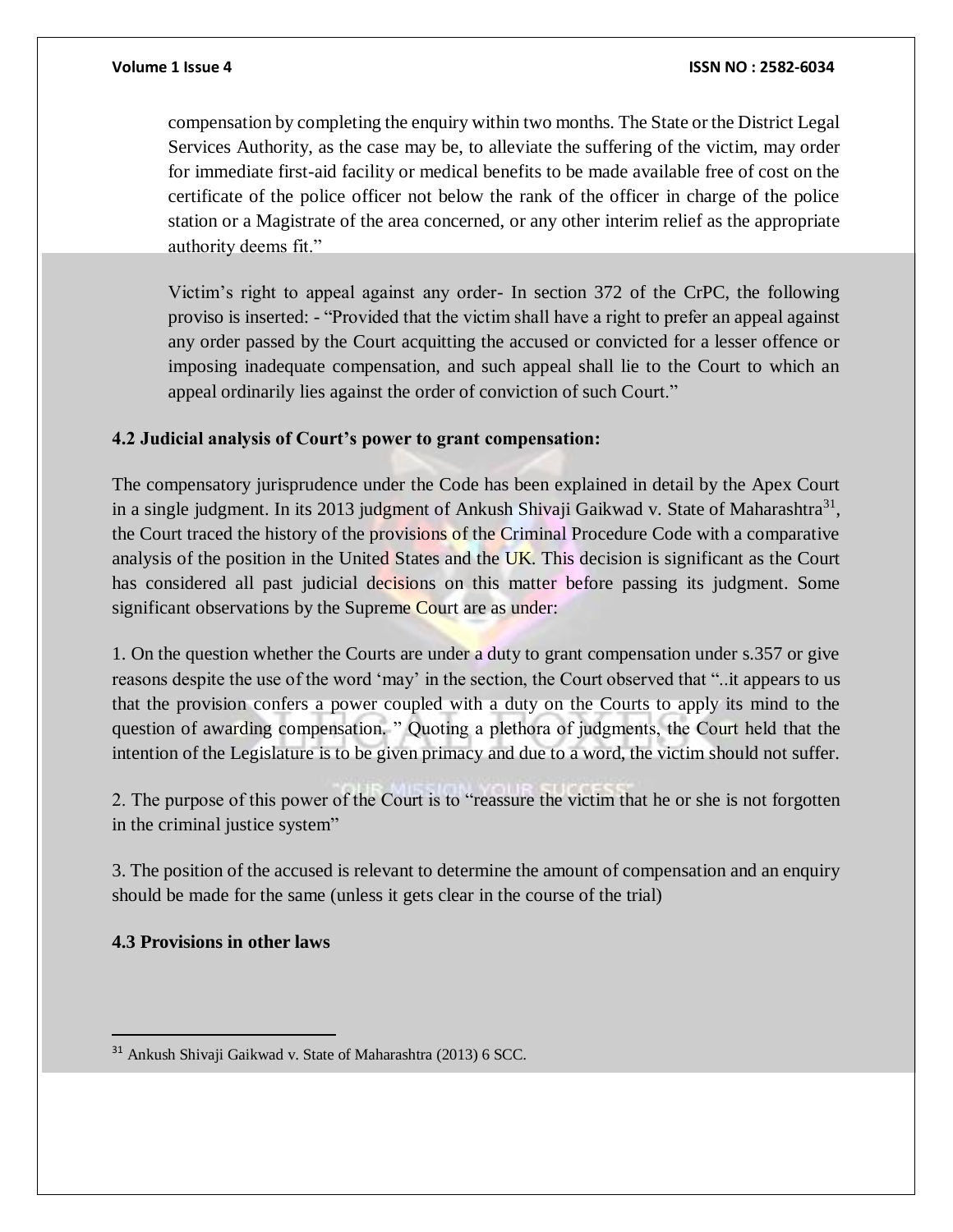compensation by completing the enquiry within two months. The State or the District Legal Services Authority, as the case may be, to alleviate the suffering of the victim, may order for immediate first-aid facility or medical benefits to be made available free of cost on the certificate of the police officer not below the rank of the officer in charge of the police station or a Magistrate of the area concerned, or any other interim relief as the appropriate authority deems fit."

Victim's right to appeal against any order- In section 372 of the CrPC, the following proviso is inserted: - "Provided that the victim shall have a right to prefer an appeal against any order passed by the Court acquitting the accused or convicted for a lesser offence or imposing inadequate compensation, and such appeal shall lie to the Court to which an appeal ordinarily lies against the order of conviction of such Court."

**4.2 Judicial analysis of Court's power to grant compensation:**

The compensatory jurisprudence under the Code has been explained in detail by the Apex Court in a single judgment. In its 2013 judgment of Ankush Shivaji Gaikwad v. State of Maharashtra[31], the Court traced the history of the provisions of the Criminal Procedure Code with a comparative analysis of the position in the United States and the UK. This decision is significant as the Court has considered all past judicial decisions on this matter before passing its judgment. Some significant observations by the Supreme Court are as under:

1. On the question whether the Courts are under a duty to grant compensation under s.357 or give reasons despite the use of the word 'may' in the section, the Court observed that "..it appears to us that the provision confers a power coupled with a duty on the Courts to apply its mind to the question of awarding compensation. " Quoting a plethora of judgments, the Court held that the intention of the Legislature is to be given primacy and due to a word, the victim should not suffer.

2. The purpose of this power of the Court is to "reassure the victim that he or she is not forgotten in the criminal justice system"

3. The position of the accused is relevant to determine the amount of compensation and an enquiry should be made for the same (unless it gets clear in the course of the trial)

**4.3 Provisions in other laws**

---

[31] Ankush Shivaji Gaikwad v. State of Maharashtra (2013) 6 SCC.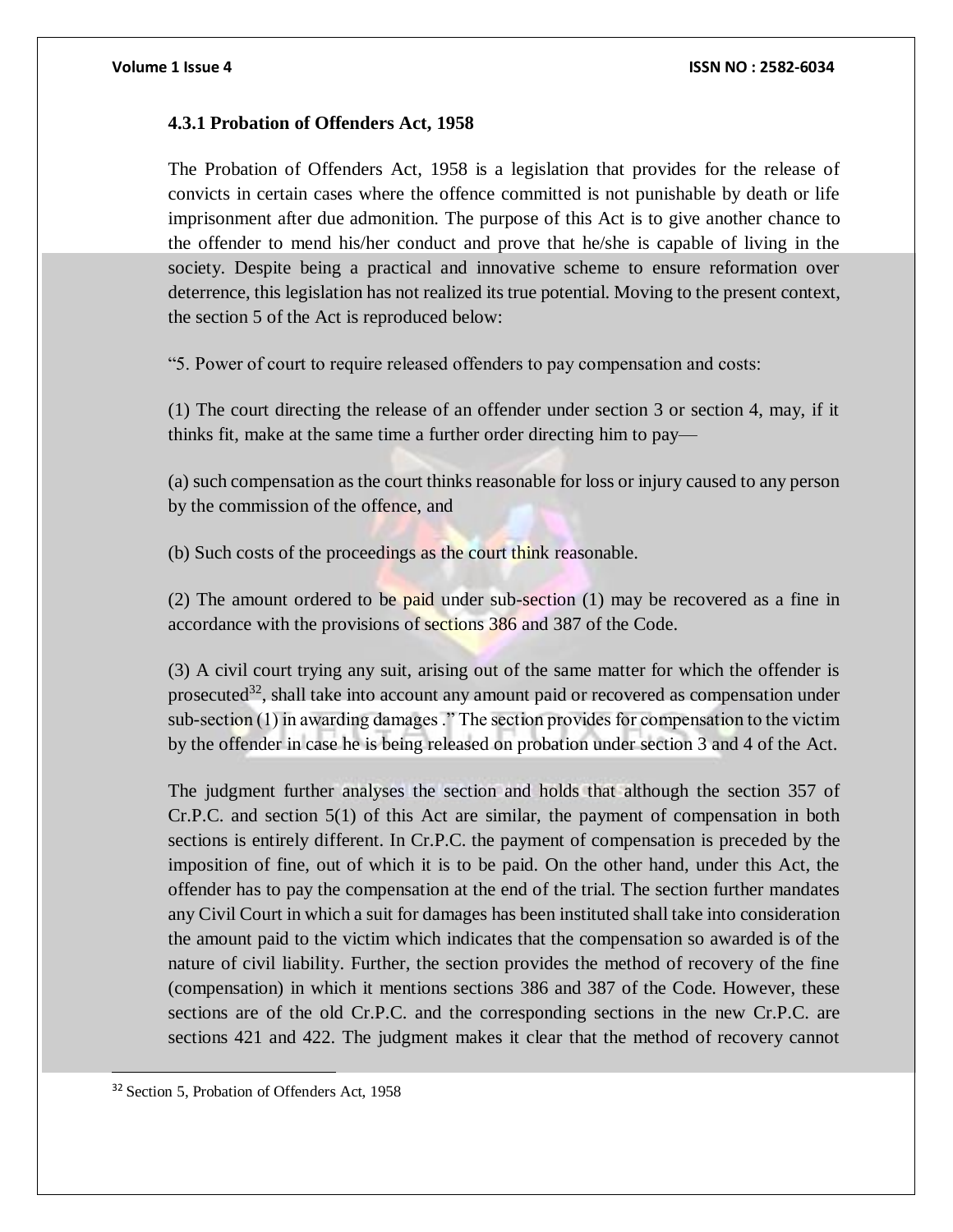### 4.3.1 Probation of Offenders Act, 1958

The Probation of Offenders Act, 1958 is a legislation that provides for the release of convicts in certain cases where the offence committed is not punishable by death or life imprisonment after due admonition. The purpose of this Act is to give another chance to the offender to mend his/her conduct and prove that he/she is capable of living in the society. Despite being a practical and innovative scheme to ensure reformation over deterrence, this legislation has not realized its true potential. Moving to the present context, the section 5 of the Act is reproduced below:

"5. Power of court to require released offenders to pay compensation and costs:

(1) The court directing the release of an offender under section 3 or section 4, may, if it thinks fit, make at the same time a further order directing him to pay—

(a) such compensation as the court thinks reasonable for loss or injury caused to any person by the commission of the offence, and

(b) Such costs of the proceedings as the court think reasonable.

(2) The amount ordered to be paid under sub-section (1) may be recovered as a fine in accordance with the provisions of sections 386 and 387 of the Code.

(3) A civil court trying any suit, arising out of the same matter for which the offender is prosecuted[32], shall take into account any amount paid or recovered as compensation under sub-section (1) in awarding damages ." The section provides for compensation to the victim by the offender in case he is being released on probation under section 3 and 4 of the Act.

The judgment further analyses the section and holds that although the section 357 of Cr.P.C. and section 5(1) of this Act are similar, the payment of compensation in both sections is entirely different. In Cr.P.C. the payment of compensation is preceded by the imposition of fine, out of which it is to be paid. On the other hand, under this Act, the offender has to pay the compensation at the end of the trial. The section further mandates any Civil Court in which a suit for damages has been instituted shall take into consideration the amount paid to the victim which indicates that the compensation so awarded is of the nature of civil liability. Further, the section provides the method of recovery of the fine (compensation) in which it mentions sections 386 and 387 of the Code. However, these sections are of the old Cr.P.C. and the corresponding sections in the new Cr.P.C. are sections 421 and 422. The judgment makes it clear that the method of recovery cannot

[32] Section 5, Probation of Offenders Act, 1958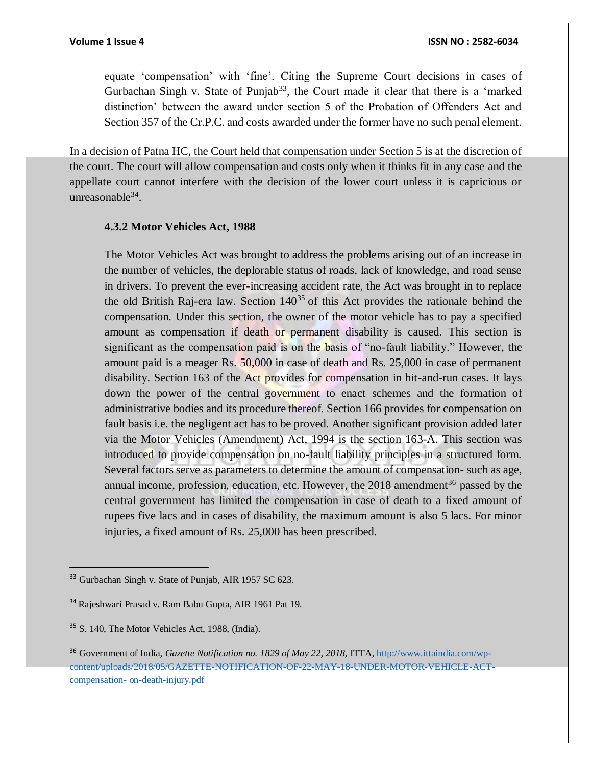equate 'compensation' with 'fine'. Citing the Supreme Court decisions in cases of Gurbachan Singh v. State of Punjab[33], the Court made it clear that there is a 'marked distinction' between the award under section 5 of the Probation of Offenders Act and Section 357 of the Cr.P.C. and costs awarded under the former have no such penal element.

In a decision of Patna HC, the Court held that compensation under Section 5 is at the discretion of the court. The court will allow compensation and costs only when it thinks fit in any case and the appellate court cannot interfere with the decision of the lower court unless it is capricious or unreasonable[34].

### 4.3.2 Motor Vehicles Act, 1988

The Motor Vehicles Act was brought to address the problems arising out of an increase in the number of vehicles, the deplorable status of roads, lack of knowledge, and road sense in drivers. To prevent the ever-increasing accident rate, the Act was brought in to replace the old British Raj-era law. Section 140[35] of this Act provides the rationale behind the compensation. Under this section, the owner of the motor vehicle has to pay a specified amount as compensation if death or permanent disability is caused. This section is significant as the compensation paid is on the basis of "no-fault liability." However, the amount paid is a meager Rs. 50,000 in case of death and Rs. 25,000 in case of permanent disability. Section 163 of the Act provides for compensation in hit-and-run cases. It lays down the power of the central government to enact schemes and the formation of administrative bodies and its procedure thereof. Section 166 provides for compensation on fault basis i.e. the negligent act has to be proved. Another significant provision added later via the Motor Vehicles (Amendment) Act, 1994 is the section 163-A. This section was introduced to provide compensation on no-fault liability principles in a structured form. Several factors serve as parameters to determine the amount of compensation- such as age, annual income, profession, education, etc. However, the 2018 amendment[36] passed by the central government has limited the compensation in case of death to a fixed amount of rupees five lacs and in cases of disability, the maximum amount is also 5 lacs. For minor injuries, a fixed amount of Rs. 25,000 has been prescribed.

---

[33] Gurbachan Singh v. State of Punjab, AIR 1957 SC 623.

[34] Rajeshwari Prasad v. Ram Babu Gupta, AIR 1961 Pat 19.

[35] S. 140, The Motor Vehicles Act, 1988, (India).

[36] Government of India, *Gazette Notification no. 1829 of May 22, 2018,* ITTA, http://www.ittaindia.com/wp-content/uploads/2018/05/GAZETTE-NOTIFICATION-OF-22-MAY-18-UNDER-MOTOR-VEHICLE-ACT-compensation- on-death-injury.pdf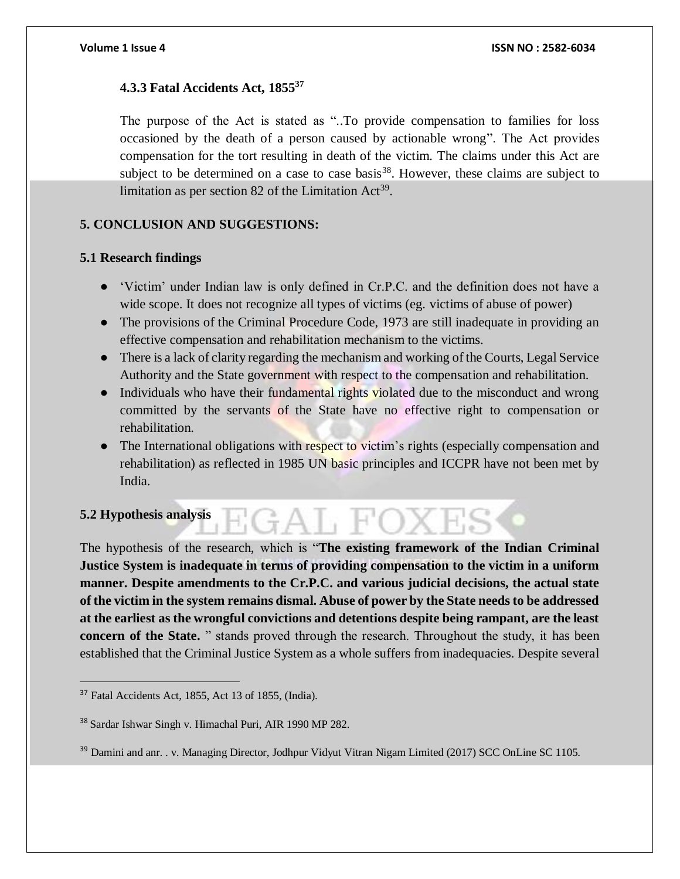### 4.3.3 Fatal Accidents Act, 1855[37]

The purpose of the Act is stated as "..To provide compensation to families for loss occasioned by the death of a person caused by actionable wrong". The Act provides compensation for the tort resulting in death of the victim. The claims under this Act are subject to be determined on a case to case basis[38]. However, these claims are subject to limitation as per section 82 of the Limitation Act[39].

## 5. CONCLUSION AND SUGGESTIONS:

### 5.1 Research findings

- 'Victim' under Indian law is only defined in Cr.P.C. and the definition does not have a wide scope. It does not recognize all types of victims (eg. victims of abuse of power)
- The provisions of the Criminal Procedure Code, 1973 are still inadequate in providing an effective compensation and rehabilitation mechanism to the victims.
- There is a lack of clarity regarding the mechanism and working of the Courts, Legal Service Authority and the State government with respect to the compensation and rehabilitation.
- Individuals who have their fundamental rights violated due to the misconduct and wrong committed by the servants of the State have no effective right to compensation or rehabilitation.
- The International obligations with respect to victim's rights (especially compensation and rehabilitation) as reflected in 1985 UN basic principles and ICCPR have not been met by India.

### 5.2 Hypothesis analysis

The hypothesis of the research, which is "**The existing framework of the Indian Criminal Justice System is inadequate in terms of providing compensation to the victim in a uniform manner. Despite amendments to the Cr.P.C. and various judicial decisions, the actual state of the victim in the system remains dismal. Abuse of power by the State needs to be addressed at the earliest as the wrongful convictions and detentions despite being rampant, are the least concern of the State.** " stands proved through the research. Throughout the study, it has been established that the Criminal Justice System as a whole suffers from inadequacies. Despite several

---

[37] Fatal Accidents Act, 1855, Act 13 of 1855, (India).

[38] Sardar Ishwar Singh v. Himachal Puri, AIR 1990 MP 282.

[39] Damini and anr. . v. Managing Director, Jodhpur Vidyut Vitran Nigam Limited (2017) SCC OnLine SC 1105.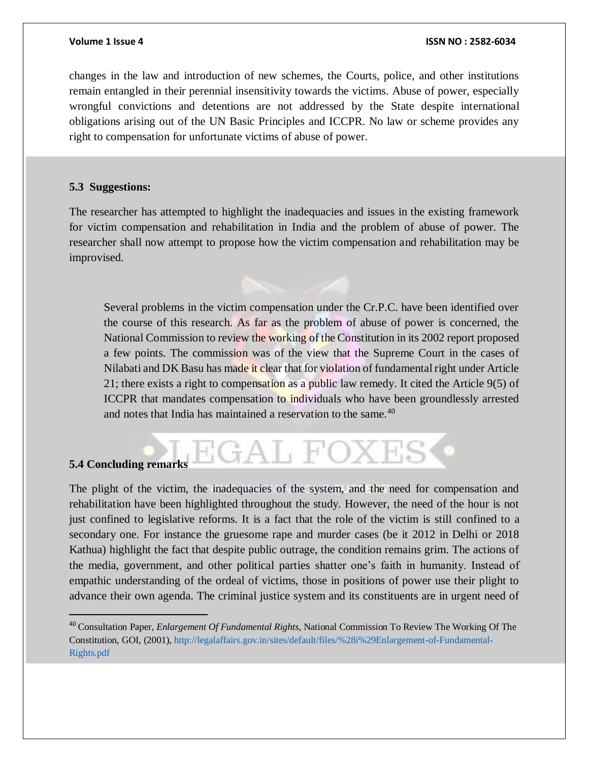changes in the law and introduction of new schemes, the Courts, police, and other institutions remain entangled in their perennial insensitivity towards the victims. Abuse of power, especially wrongful convictions and detentions are not addressed by the State despite international obligations arising out of the UN Basic Principles and ICCPR. No law or scheme provides any right to compensation for unfortunate victims of abuse of power.

### 5.3 Suggestions:

The researcher has attempted to highlight the inadequacies and issues in the existing framework for victim compensation and rehabilitation in India and the problem of abuse of power. The researcher shall now attempt to propose how the victim compensation and rehabilitation may be improvised.

> Several problems in the victim compensation under the Cr.P.C. have been identified over the course of this research. As far as the problem of abuse of power is concerned, the National Commission to review the working of the Constitution in its 2002 report proposed a few points. The commission was of the view that the Supreme Court in the cases of Nilabati and DK Basu has made it clear that for violation of fundamental right under Article 21; there exists a right to compensation as a public law remedy. It cited the Article 9(5) of ICCPR that mandates compensation to individuals who have been groundlessly arrested and notes that India has maintained a reservation to the same.[40]

### 5.4 Concluding remarks

The plight of the victim, the inadequacies of the system, and the need for compensation and rehabilitation have been highlighted throughout the study. However, the need of the hour is not just confined to legislative reforms. It is a fact that the role of the victim is still confined to a secondary one. For instance the gruesome rape and murder cases (be it 2012 in Delhi or 2018 Kathua) highlight the fact that despite public outrage, the condition remains grim. The actions of the media, government, and other political parties shatter one's faith in humanity. Instead of empathic understanding of the ordeal of victims, those in positions of power use their plight to advance their own agenda. The criminal justice system and its constituents are in urgent need of

---

[40] Consultation Paper, *Enlargement Of Fundamental Rights*, National Commission To Review The Working Of The Constitution, GOI, (2001), http://legalaffairs.gov.in/sites/default/files/%28i%29Enlargement-of-Fundamental-Rights.pdf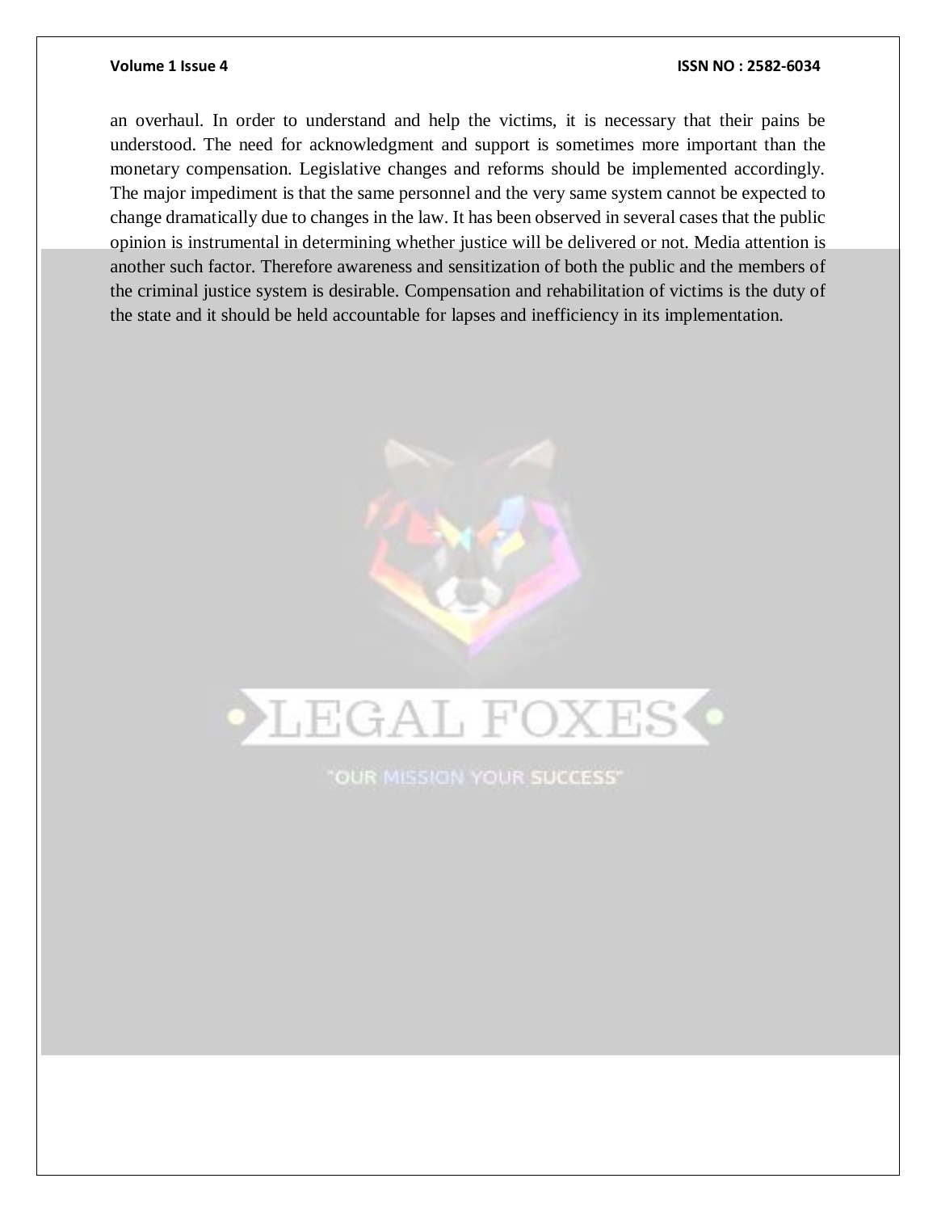an overhaul. In order to understand and help the victims, it is necessary that their pains be understood. The need for acknowledgment and support is sometimes more important than the monetary compensation. Legislative changes and reforms should be implemented accordingly. The major impediment is that the same personnel and the very same system cannot be expected to change dramatically due to changes in the law. It has been observed in several cases that the public opinion is instrumental in determining whether justice will be delivered or not. Media attention is another such factor. Therefore awareness and sensitization of both the public and the members of the criminal justice system is desirable. Compensation and rehabilitation of victims is the duty of the state and it should be held accountable for lapses and inefficiency in its implementation.